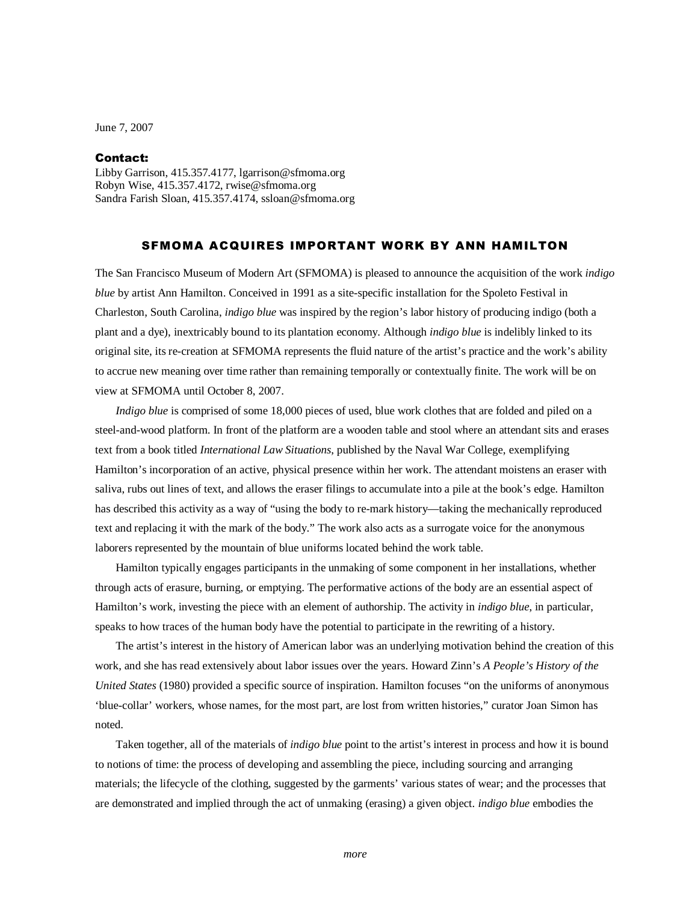June 7, 2007

**Contact:**
Libby Garrison, 415.357.4177, lgarrison@sfmoma.org
Robyn Wise, 415.357.4172, rwise@sfmoma.org
Sandra Farish Sloan, 415.357.4174, ssloan@sfmoma.org

# SFMOMA ACQUIRES IMPORTANT WORK BY ANN HAMILTON

The San Francisco Museum of Modern Art (SFMOMA) is pleased to announce the acquisition of the work *indigo blue* by artist Ann Hamilton. Conceived in 1991 as a site-specific installation for the Spoleto Festival in Charleston, South Carolina, *indigo blue* was inspired by the region's labor history of producing indigo (both a plant and a dye), inextricably bound to its plantation economy. Although *indigo blue* is indelibly linked to its original site, its re-creation at SFMOMA represents the fluid nature of the artist's practice and the work's ability to accrue new meaning over time rather than remaining temporally or contextually finite. The work will be on view at SFMOMA until October 8, 2007.

*Indigo blue* is comprised of some 18,000 pieces of used, blue work clothes that are folded and piled on a steel-and-wood platform. In front of the platform are a wooden table and stool where an attendant sits and erases text from a book titled *International Law Situations*, published by the Naval War College, exemplifying Hamilton's incorporation of an active, physical presence within her work. The attendant moistens an eraser with saliva, rubs out lines of text, and allows the eraser filings to accumulate into a pile at the book's edge. Hamilton has described this activity as a way of "using the body to re-mark history—taking the mechanically reproduced text and replacing it with the mark of the body." The work also acts as a surrogate voice for the anonymous laborers represented by the mountain of blue uniforms located behind the work table.

Hamilton typically engages participants in the unmaking of some component in her installations, whether through acts of erasure, burning, or emptying. The performative actions of the body are an essential aspect of Hamilton's work, investing the piece with an element of authorship. The activity in *indigo blue*, in particular, speaks to how traces of the human body have the potential to participate in the rewriting of a history.

The artist's interest in the history of American labor was an underlying motivation behind the creation of this work, and she has read extensively about labor issues over the years. Howard Zinn's *A People's History of the United States* (1980) provided a specific source of inspiration. Hamilton focuses "on the uniforms of anonymous 'blue-collar' workers, whose names, for the most part, are lost from written histories," curator Joan Simon has noted.

Taken together, all of the materials of *indigo blue* point to the artist's interest in process and how it is bound to notions of time: the process of developing and assembling the piece, including sourcing and arranging materials; the lifecycle of the clothing, suggested by the garments' various states of wear; and the processes that are demonstrated and implied through the act of unmaking (erasing) a given object. *indigo blue* embodies the

*more*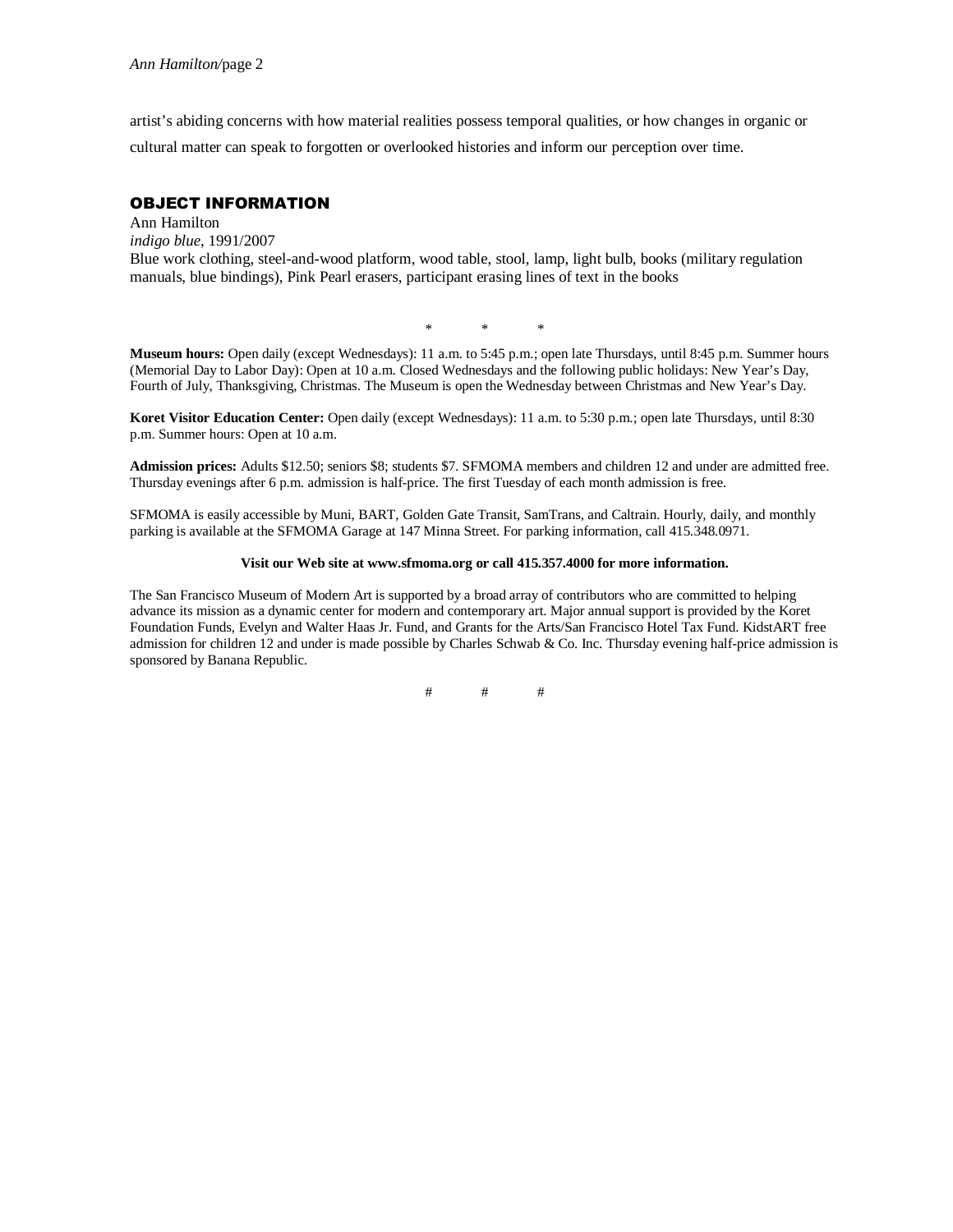artist's abiding concerns with how material realities possess temporal qualities, or how changes in organic or cultural matter can speak to forgotten or overlooked histories and inform our perception over time.

## OBJECT INFORMATION

Ann Hamilton
*indigo blue*, 1991/2007
Blue work clothing, steel-and-wood platform, wood table, stool, lamp, light bulb, books (military regulation manuals, blue bindings), Pink Pearl erasers, participant erasing lines of text in the books

\* \* \*

**Museum hours:** Open daily (except Wednesdays): 11 a.m. to 5:45 p.m.; open late Thursdays, until 8:45 p.m. Summer hours (Memorial Day to Labor Day): Open at 10 a.m. Closed Wednesdays and the following public holidays: New Year's Day, Fourth of July, Thanksgiving, Christmas. The Museum is open the Wednesday between Christmas and New Year's Day.

**Koret Visitor Education Center:** Open daily (except Wednesdays): 11 a.m. to 5:30 p.m.; open late Thursdays, until 8:30 p.m. Summer hours: Open at 10 a.m.

**Admission prices:** Adults $12.50; seniors $8; students $7. SFMOMA members and children 12 and under are admitted free. Thursday evenings after 6 p.m. admission is half-price. The first Tuesday of each month admission is free.

SFMOMA is easily accessible by Muni, BART, Golden Gate Transit, SamTrans, and Caltrain. Hourly, daily, and monthly parking is available at the SFMOMA Garage at 147 Minna Street. For parking information, call 415.348.0971.

**Visit our Web site at www.sfmoma.org or call 415.357.4000 for more information.**

The San Francisco Museum of Modern Art is supported by a broad array of contributors who are committed to helping advance its mission as a dynamic center for modern and contemporary art. Major annual support is provided by the Koret Foundation Funds, Evelyn and Walter Haas Jr. Fund, and Grants for the Arts/San Francisco Hotel Tax Fund. KidstART free admission for children 12 and under is made possible by Charles Schwab & Co. Inc. Thursday evening half-price admission is sponsored by Banana Republic.

# # #